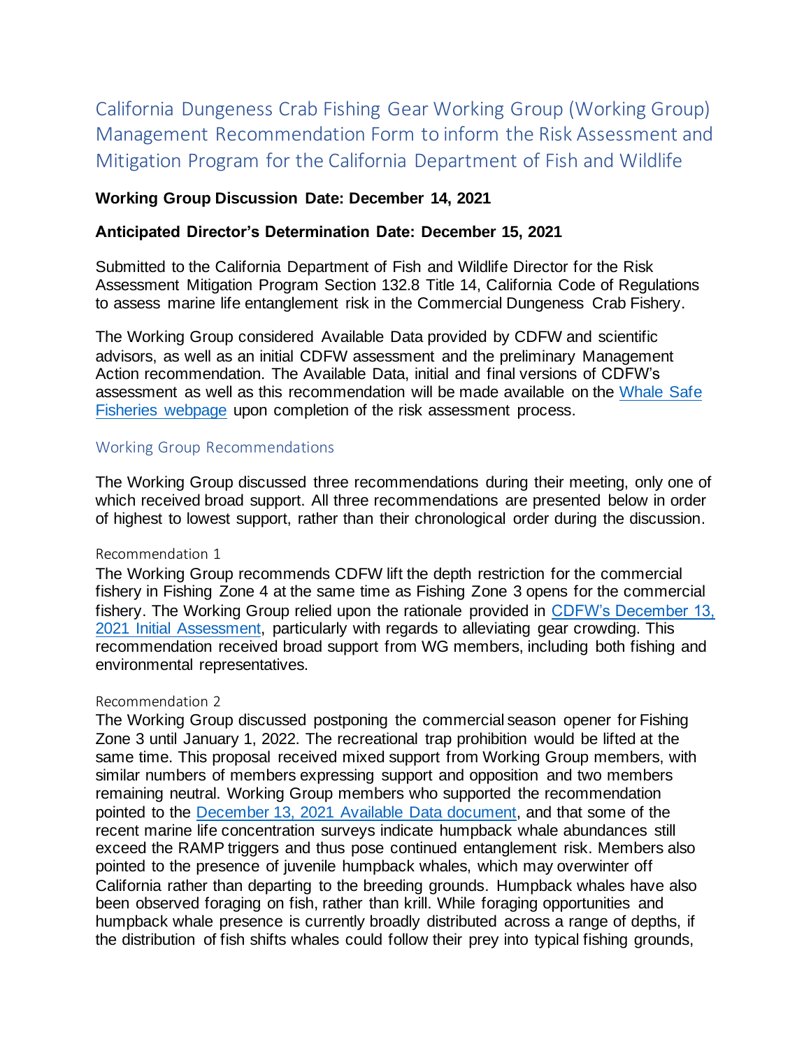# California Dungeness Crab Fishing Gear Working Group (Working Group) Management Recommendation Form to inform the Risk Assessment and Mitigation Program for the California Department of Fish and Wildlife

**Working Group Discussion Date: December 14, 2021**

**Anticipated Director's Determination Date: December 15, 2021**

Submitted to the California Department of Fish and Wildlife Director for the Risk Assessment Mitigation Program Section 132.8 Title 14, California Code of Regulations to assess marine life entanglement risk in the Commercial Dungeness Crab Fishery.

The Working Group considered Available Data provided by CDFW and scientific advisors, as well as an initial CDFW assessment and the preliminary Management Action recommendation. The Available Data, initial and final versions of CDFW's assessment as well as this recommendation will be made available on the Whale Safe Fisheries webpage upon completion of the risk assessment process.

## Working Group Recommendations

The Working Group discussed three recommendations during their meeting, only one of which received broad support. All three recommendations are presented below in order of highest to lowest support, rather than their chronological order during the discussion.

### Recommendation 1

The Working Group recommends CDFW lift the depth restriction for the commercial fishery in Fishing Zone 4 at the same time as Fishing Zone 3 opens for the commercial fishery. The Working Group relied upon the rationale provided in CDFW's December 13, 2021 Initial Assessment, particularly with regards to alleviating gear crowding. This recommendation received broad support from WG members, including both fishing and environmental representatives.

### Recommendation 2

The Working Group discussed postponing the commercial season opener for Fishing Zone 3 until January 1, 2022. The recreational trap prohibition would be lifted at the same time. This proposal received mixed support from Working Group members, with similar numbers of members expressing support and opposition and two members remaining neutral. Working Group members who supported the recommendation pointed to the December 13, 2021 Available Data document, and that some of the recent marine life concentration surveys indicate humpback whale abundances still exceed the RAMP triggers and thus pose continued entanglement risk. Members also pointed to the presence of juvenile humpback whales, which may overwinter off California rather than departing to the breeding grounds. Humpback whales have also been observed foraging on fish, rather than krill. While foraging opportunities and humpback whale presence is currently broadly distributed across a range of depths, if the distribution of fish shifts whales could follow their prey into typical fishing grounds,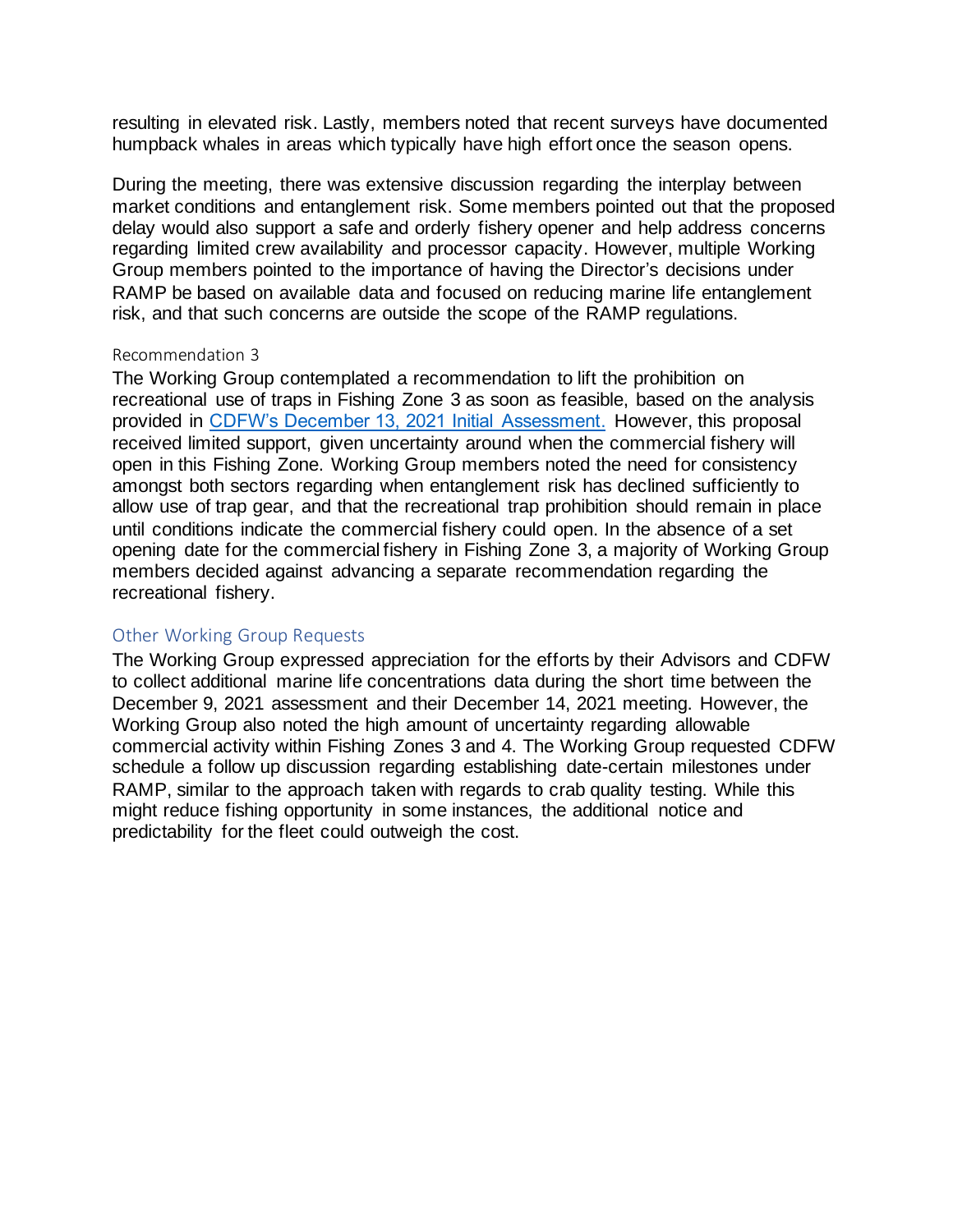resulting in elevated risk. Lastly, members noted that recent surveys have documented humpback whales in areas which typically have high effort once the season opens.

During the meeting, there was extensive discussion regarding the interplay between market conditions and entanglement risk. Some members pointed out that the proposed delay would also support a safe and orderly fishery opener and help address concerns regarding limited crew availability and processor capacity. However, multiple Working Group members pointed to the importance of having the Director's decisions under RAMP be based on available data and focused on reducing marine life entanglement risk, and that such concerns are outside the scope of the RAMP regulations.

### Recommendation 3

The Working Group contemplated a recommendation to lift the prohibition on recreational use of traps in Fishing Zone 3 as soon as feasible, based on the analysis provided in [CDFW's December 13, 2021 Initial Assessment.](#) However, this proposal received limited support, given uncertainty around when the commercial fishery will open in this Fishing Zone. Working Group members noted the need for consistency amongst both sectors regarding when entanglement risk has declined sufficiently to allow use of trap gear, and that the recreational trap prohibition should remain in place until conditions indicate the commercial fishery could open. In the absence of a set opening date for the commercial fishery in Fishing Zone 3, a majority of Working Group members decided against advancing a separate recommendation regarding the recreational fishery.

## Other Working Group Requests

The Working Group expressed appreciation for the efforts by their Advisors and CDFW to collect additional marine life concentrations data during the short time between the December 9, 2021 assessment and their December 14, 2021 meeting. However, the Working Group also noted the high amount of uncertainty regarding allowable commercial activity within Fishing Zones 3 and 4. The Working Group requested CDFW schedule a follow up discussion regarding establishing date-certain milestones under RAMP, similar to the approach taken with regards to crab quality testing. While this might reduce fishing opportunity in some instances, the additional notice and predictability for the fleet could outweigh the cost.